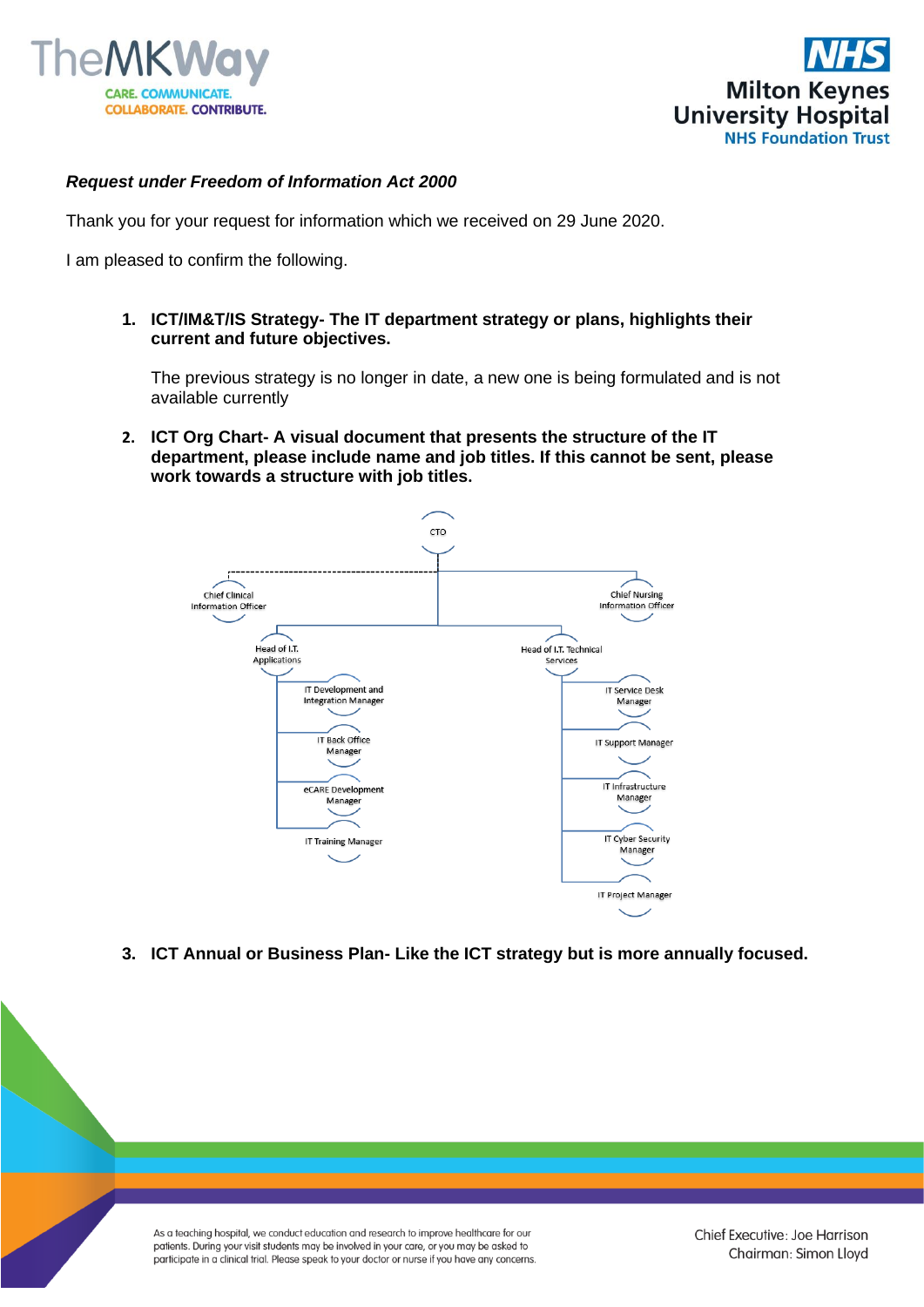*Request under Freedom of Information Act 2000*

Thank you for your request for information which we received on 29 June 2020.

I am pleased to confirm the following.

1. **ICT/IM&T/IS Strategy- The IT department strategy or plans, highlights their current and future objectives.**

   The previous strategy is no longer in date, a new one is being formulated and is not available currently

2. **ICT Org Chart- A visual document that presents the structure of the IT department, please include name and job titles. If this cannot be sent, please work towards a structure with job titles.**

   - CTO
     - Chief Clinical Information Officer (dotted line)
     - Chief Nursing Information Officer
     - Head of I.T. Applications
       - IT Development and Integration Manager
       - IT Back Office Manager
       - eCARE Development Manager
       - IT Training Manager
     - Head of I.T. Technical Services
       - IT Service Desk Manager
       - IT Support Manager
       - IT Infrastructure Manager
       - IT Cyber Security Manager
       - IT Project Manager

3. **ICT Annual or Business Plan- Like the ICT strategy but is more annually focused.**

As a teaching hospital, we conduct education and research to improve healthcare for our patients. During your visit students may be involved in your care, or you may be asked to participate in a clinical trial. Please speak to your doctor or nurse if you have any concerns.

Chief Executive: Joe Harrison
Chairman: Simon Lloyd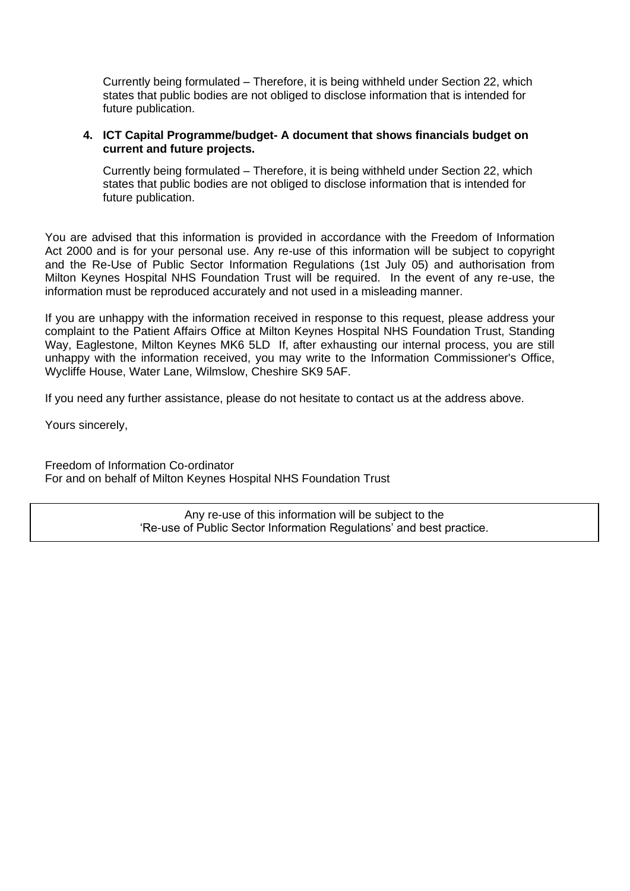Currently being formulated – Therefore, it is being withheld under Section 22, which states that public bodies are not obliged to disclose information that is intended for future publication.

4. **ICT Capital Programme/budget- A document that shows financials budget on current and future projects.**

   Currently being formulated – Therefore, it is being withheld under Section 22, which states that public bodies are not obliged to disclose information that is intended for future publication.

You are advised that this information is provided in accordance with the Freedom of Information Act 2000 and is for your personal use. Any re-use of this information will be subject to copyright and the Re-Use of Public Sector Information Regulations (1st July 05) and authorisation from Milton Keynes Hospital NHS Foundation Trust will be required. In the event of any re-use, the information must be reproduced accurately and not used in a misleading manner.

If you are unhappy with the information received in response to this request, please address your complaint to the Patient Affairs Office at Milton Keynes Hospital NHS Foundation Trust, Standing Way, Eaglestone, Milton Keynes MK6 5LD If, after exhausting our internal process, you are still unhappy with the information received, you may write to the Information Commissioner's Office, Wycliffe House, Water Lane, Wilmslow, Cheshire SK9 5AF.

If you need any further assistance, please do not hesitate to contact us at the address above.

Yours sincerely,

Freedom of Information Co-ordinator
For and on behalf of Milton Keynes Hospital NHS Foundation Trust

Any re-use of this information will be subject to the
'Re-use of Public Sector Information Regulations' and best practice.